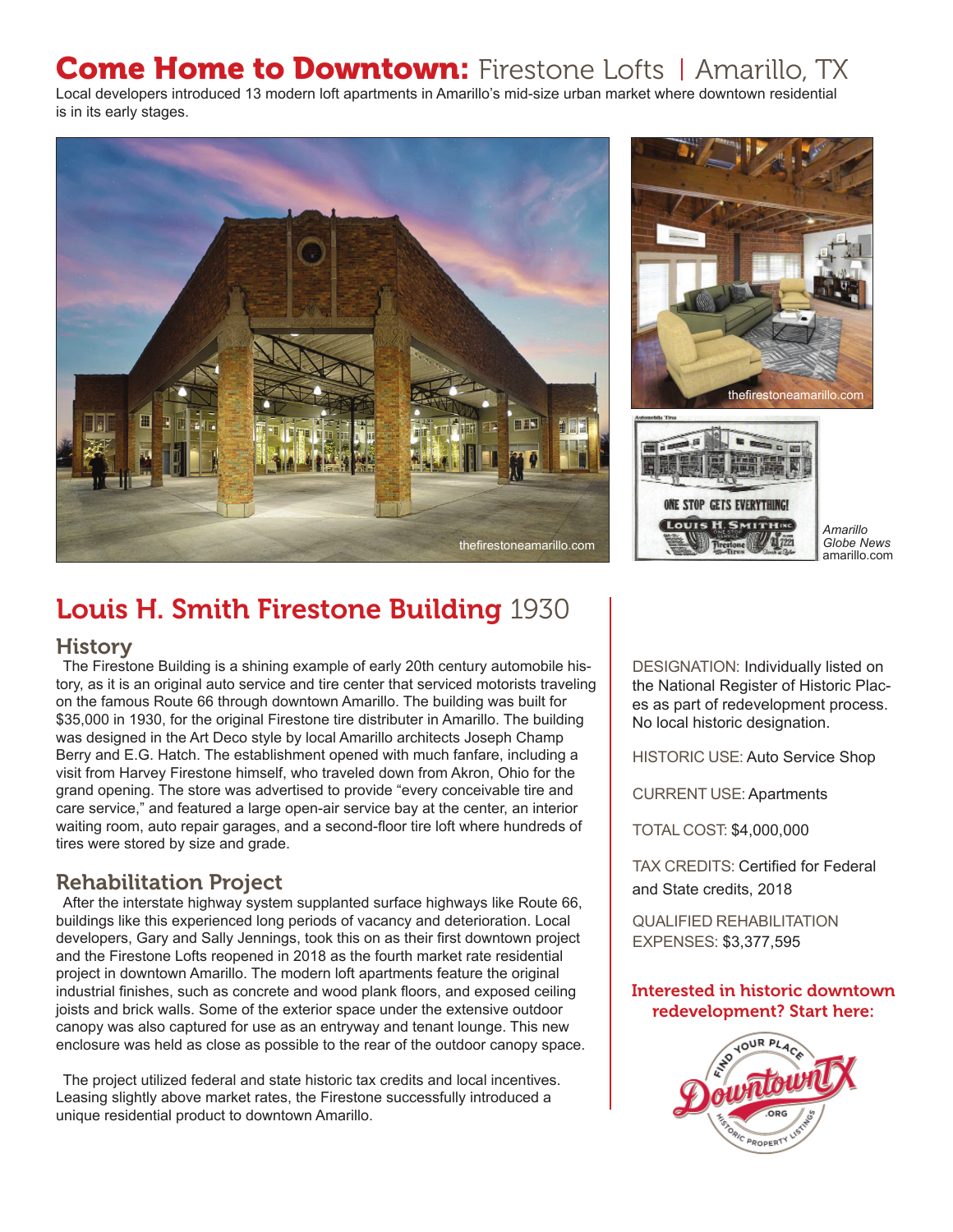# Come Home to Downtown: Firestone Lofts | Amarillo, TX

Local developers introduced 13 modern loft apartments in Amarillo's mid-size urban market where downtown residential is in its early stages.

thefirestoneamarillo.com

thefirestoneamarillo.com

*Amarillo Globe News*
amarillo.com

## Louis H. Smith Firestone Building 1930

### History

The Firestone Building is a shining example of early 20th century automobile history, as it is an original auto service and tire center that serviced motorists traveling on the famous Route 66 through downtown Amarillo. The building was built for $35,000 in 1930, for the original Firestone tire distributer in Amarillo. The building was designed in the Art Deco style by local Amarillo architects Joseph Champ Berry and E.G. Hatch. The establishment opened with much fanfare, including a visit from Harvey Firestone himself, who traveled down from Akron, Ohio for the grand opening. The store was advertised to provide "every conceivable tire and care service," and featured a large open-air service bay at the center, an interior waiting room, auto repair garages, and a second-floor tire loft where hundreds of tires were stored by size and grade.

### Rehabilitation Project

After the interstate highway system supplanted surface highways like Route 66, buildings like this experienced long periods of vacancy and deterioration. Local developers, Gary and Sally Jennings, took this on as their first downtown project and the Firestone Lofts reopened in 2018 as the fourth market rate residential project in downtown Amarillo. The modern loft apartments feature the original industrial finishes, such as concrete and wood plank floors, and exposed ceiling joists and brick walls. Some of the exterior space under the extensive outdoor canopy was also captured for use as an entryway and tenant lounge. This new enclosure was held as close as possible to the rear of the outdoor canopy space.

The project utilized federal and state historic tax credits and local incentives. Leasing slightly above market rates, the Firestone successfully introduced a unique residential product to downtown Amarillo.

DESIGNATION: Individually listed on the National Register of Historic Places as part of redevelopment process. No local historic designation.

HISTORIC USE: Auto Service Shop

CURRENT USE: Apartments

TOTAL COST: $4,000,000

TAX CREDITS: Certified for Federal and State credits, 2018

QUALIFIED REHABILITATION EXPENSES: $3,377,595

**Interested in historic downtown redevelopment? Start here:**

Find Your Place — DowntownTX.org — Historic Property Listings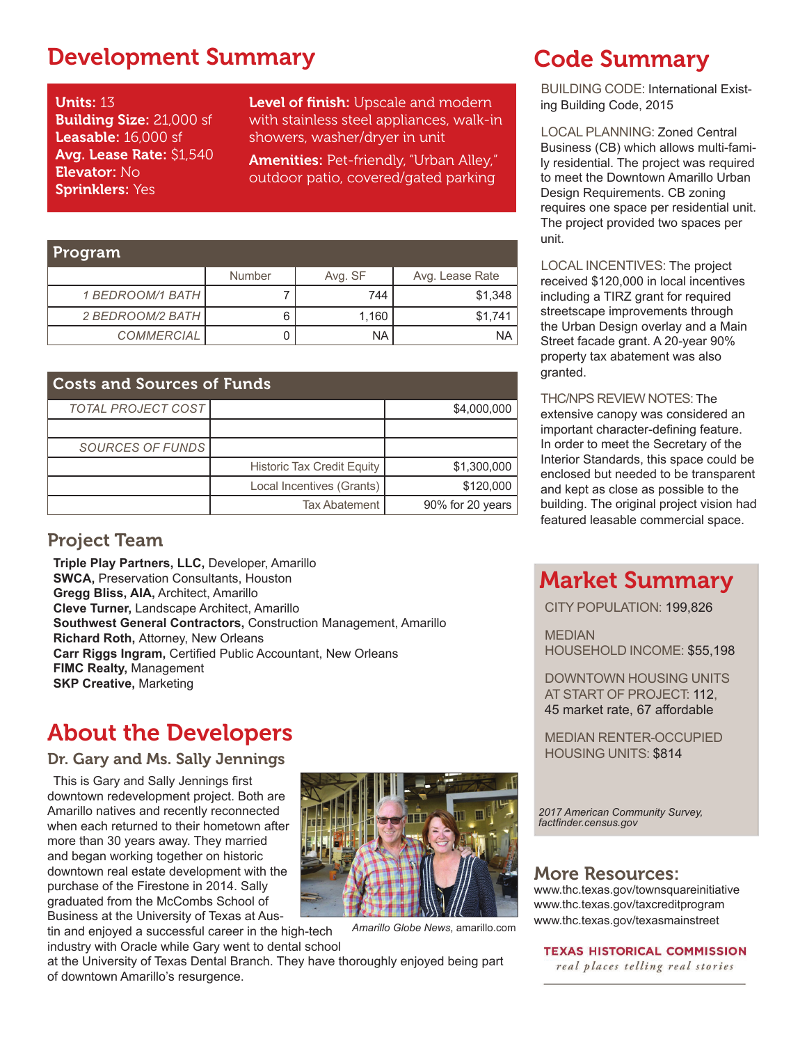# Development Summary

**Units:** 13
**Building Size:** 21,000 sf
**Leasable:** 16,000 sf
**Avg. Lease Rate:** $1,540
**Elevator:** No
**Sprinklers:** Yes

**Level of finish:** Upscale and modern with stainless steel appliances, walk-in showers, washer/dryer in unit

**Amenities:** Pet-friendly, "Urban Alley," outdoor patio, covered/gated parking

## Program

| | Number | Avg. SF | Avg. Lease Rate |
|---|---|---|---|
| *1 BEDROOM/1 BATH* | 7 | 744 | $1,348 |
| *2 BEDROOM/2 BATH* | 6 | 1,160 | $1,741 |
| *COMMERCIAL* | 0 | NA | NA |

## Costs and Sources of Funds

| | | |
|---|---|---|
| *TOTAL PROJECT COST* | | $4,000,000 |
| | | |
| *SOURCES OF FUNDS* | | |
| | Historic Tax Credit Equity | $1,300,000 |
| | Local Incentives (Grants) | $120,000 |
| | Tax Abatement | 90% for 20 years |

## Project Team

**Triple Play Partners, LLC,** Developer, Amarillo
**SWCA,** Preservation Consultants, Houston
**Gregg Bliss, AIA,** Architect, Amarillo
**Cleve Turner,** Landscape Architect, Amarillo
**Southwest General Contractors,** Construction Management, Amarillo
**Richard Roth,** Attorney, New Orleans
**Carr Riggs Ingram,** Certified Public Accountant, New Orleans
**FIMC Realty,** Management
**SKP Creative,** Marketing

# About the Developers

## Dr. Gary and Ms. Sally Jennings

This is Gary and Sally Jennings first downtown redevelopment project. Both are Amarillo natives and recently reconnected when each returned to their hometown after more than 30 years away. They married and began working together on historic downtown real estate development with the purchase of the Firestone in 2014. Sally graduated from the McCombs School of Business at the University of Texas at Austin and enjoyed a successful career in the high-tech industry with Oracle while Gary went to dental school at the University of Texas Dental Branch. They have thoroughly enjoyed being part of downtown Amarillo's resurgence.

*Amarillo Globe News*, amarillo.com

# Code Summary

BUILDING CODE: International Existing Building Code, 2015

LOCAL PLANNING: Zoned Central Business (CB) which allows multi-family residential. The project was required to meet the Downtown Amarillo Urban Design Requirements. CB zoning requires one space per residential unit. The project provided two spaces per unit.

LOCAL INCENTIVES: The project received $120,000 in local incentives including a TIRZ grant for required streetscape improvements through the Urban Design overlay and a Main Street facade grant. A 20-year 90% property tax abatement was also granted.

THC/NPS REVIEW NOTES: The extensive canopy was considered an important character-defining feature. In order to meet the Secretary of the Interior Standards, this space could be enclosed but needed to be transparent and kept as close as possible to the building. The original project vision had featured leasable commercial space.

# Market Summary

CITY POPULATION: 199,826

MEDIAN HOUSEHOLD INCOME: $55,198

DOWNTOWN HOUSING UNITS AT START OF PROJECT: 112, 45 market rate, 67 affordable

MEDIAN RENTER-OCCUPIED HOUSING UNITS: $814

*2017 American Community Survey, factfinder.census.gov*

## More Resources:

www.thc.texas.gov/townsquareinitiative
www.thc.texas.gov/taxcreditprogram
www.thc.texas.gov/texasmainstreet

**TEXAS HISTORICAL COMMISSION**
*real places telling real stories*